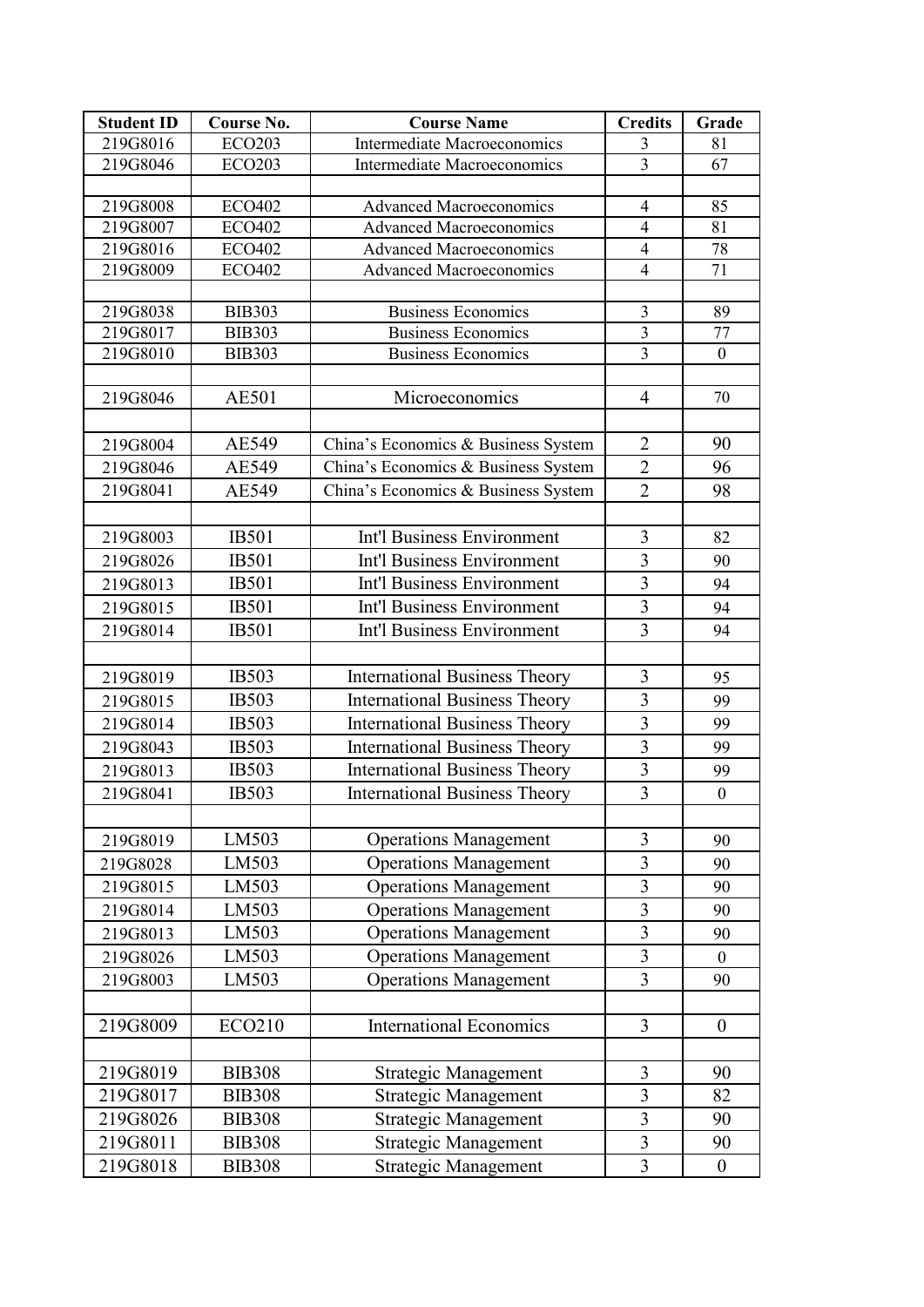| Student ID | Course No. | Course Name | Credits | Grade |
|---|---|---|---|---|
| 219G8016 | ECO203 | Intermediate Macroeconomics | 3 | 81 |
| 219G8046 | ECO203 | Intermediate Macroeconomics | 3 | 67 |
| | | | | |
| 219G8008 | ECO402 | Advanced Macroeconomics | 4 | 85 |
| 219G8007 | ECO402 | Advanced Macroeconomics | 4 | 81 |
| 219G8016 | ECO402 | Advanced Macroeconomics | 4 | 78 |
| 219G8009 | ECO402 | Advanced Macroeconomics | 4 | 71 |
| | | | | |
| 219G8038 | BIB303 | Business Economics | 3 | 89 |
| 219G8017 | BIB303 | Business Economics | 3 | 77 |
| 219G8010 | BIB303 | Business Economics | 3 | 0 |
| | | | | |
| 219G8046 | AE501 | Microeconomics | 4 | 70 |
| | | | | |
| 219G8004 | AE549 | China's Economics & Business System | 2 | 90 |
| 219G8046 | AE549 | China's Economics & Business System | 2 | 96 |
| 219G8041 | AE549 | China's Economics & Business System | 2 | 98 |
| | | | | |
| 219G8003 | IB501 | Int'l Business Environment | 3 | 82 |
| 219G8026 | IB501 | Int'l Business Environment | 3 | 90 |
| 219G8013 | IB501 | Int'l Business Environment | 3 | 94 |
| 219G8015 | IB501 | Int'l Business Environment | 3 | 94 |
| 219G8014 | IB501 | Int'l Business Environment | 3 | 94 |
| | | | | |
| 219G8019 | IB503 | International Business Theory | 3 | 95 |
| 219G8015 | IB503 | International Business Theory | 3 | 99 |
| 219G8014 | IB503 | International Business Theory | 3 | 99 |
| 219G8043 | IB503 | International Business Theory | 3 | 99 |
| 219G8013 | IB503 | International Business Theory | 3 | 99 |
| 219G8041 | IB503 | International Business Theory | 3 | 0 |
| | | | | |
| 219G8019 | LM503 | Operations Management | 3 | 90 |
| 219G8028 | LM503 | Operations Management | 3 | 90 |
| 219G8015 | LM503 | Operations Management | 3 | 90 |
| 219G8014 | LM503 | Operations Management | 3 | 90 |
| 219G8013 | LM503 | Operations Management | 3 | 90 |
| 219G8026 | LM503 | Operations Management | 3 | 0 |
| 219G8003 | LM503 | Operations Management | 3 | 90 |
| | | | | |
| 219G8009 | ECO210 | International Economics | 3 | 0 |
| | | | | |
| 219G8019 | BIB308 | Strategic Management | 3 | 90 |
| 219G8017 | BIB308 | Strategic Management | 3 | 82 |
| 219G8026 | BIB308 | Strategic Management | 3 | 90 |
| 219G8011 | BIB308 | Strategic Management | 3 | 90 |
| 219G8018 | BIB308 | Strategic Management | 3 | 0 |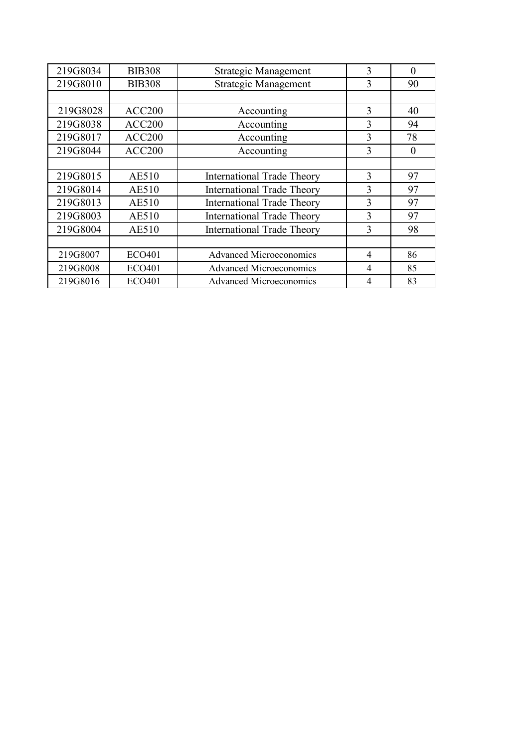| | | | | |
|---|---|---|---|---|
| 219G8034 | BIB308 | Strategic Management | 3 | 0 |
| 219G8010 | BIB308 | Strategic Management | 3 | 90 |
| | | | | |
| 219G8028 | ACC200 | Accounting | 3 | 40 |
| 219G8038 | ACC200 | Accounting | 3 | 94 |
| 219G8017 | ACC200 | Accounting | 3 | 78 |
| 219G8044 | ACC200 | Accounting | 3 | 0 |
| | | | | |
| 219G8015 | AE510 | International Trade Theory | 3 | 97 |
| 219G8014 | AE510 | International Trade Theory | 3 | 97 |
| 219G8013 | AE510 | International Trade Theory | 3 | 97 |
| 219G8003 | AE510 | International Trade Theory | 3 | 97 |
| 219G8004 | AE510 | International Trade Theory | 3 | 98 |
| | | | | |
| 219G8007 | ECO401 | Advanced Microeconomics | 4 | 86 |
| 219G8008 | ECO401 | Advanced Microeconomics | 4 | 85 |
| 219G8016 | ECO401 | Advanced Microeconomics | 4 | 83 |